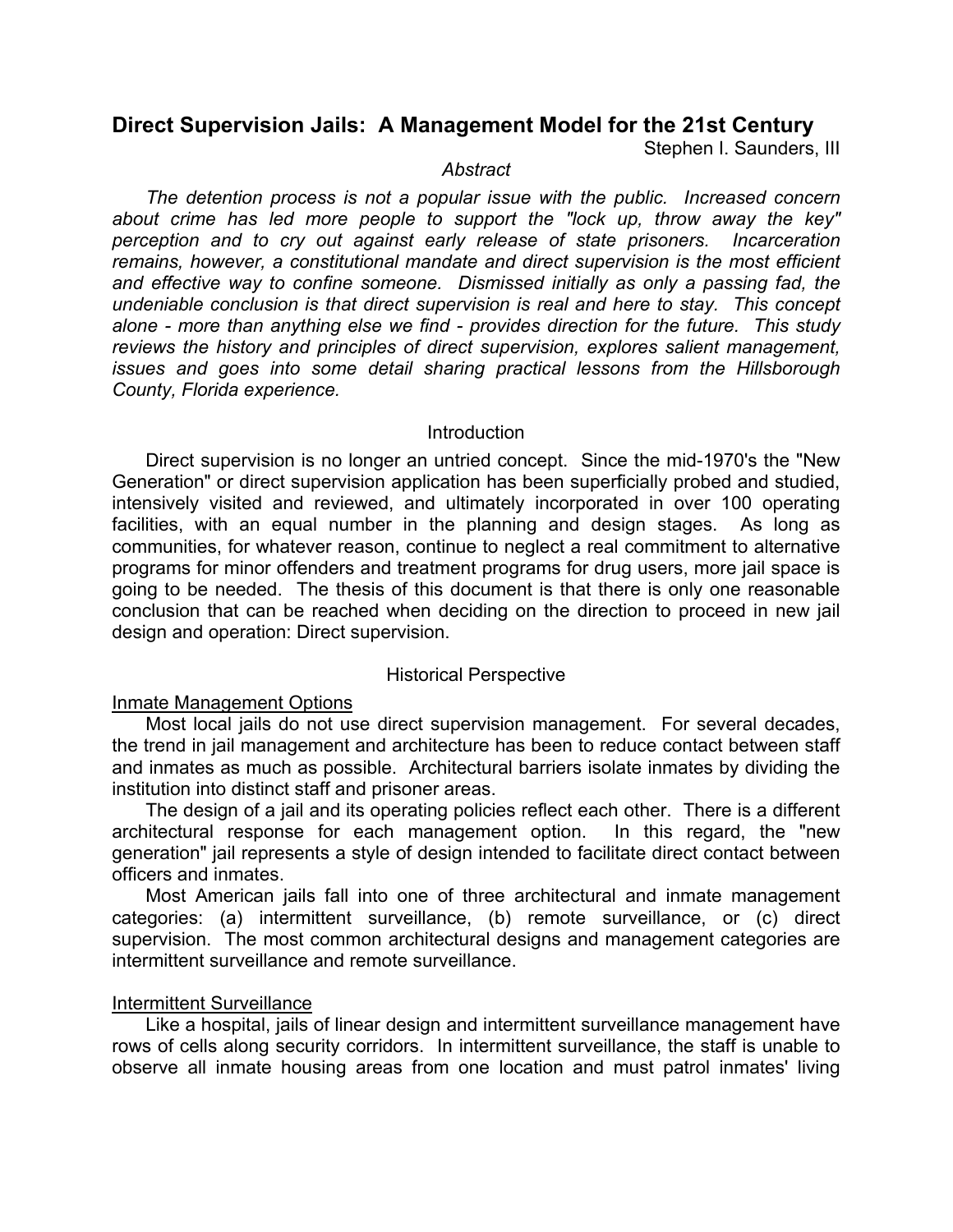# Direct Supervision Jails: A Management Model for the 21st Century

Stephen I. Saunders, III

*Abstract*

*The detention process is not a popular issue with the public. Increased concern about crime has led more people to support the "lock up, throw away the key" perception and to cry out against early release of state prisoners. Incarceration remains, however, a constitutional mandate and direct supervision is the most efficient and effective way to confine someone. Dismissed initially as only a passing fad, the undeniable conclusion is that direct supervision is real and here to stay. This concept alone - more than anything else we find - provides direction for the future. This study reviews the history and principles of direct supervision, explores salient management, issues and goes into some detail sharing practical lessons from the Hillsborough County, Florida experience.*

## Introduction

Direct supervision is no longer an untried concept. Since the mid-1970's the "New Generation" or direct supervision application has been superficially probed and studied, intensively visited and reviewed, and ultimately incorporated in over 100 operating facilities, with an equal number in the planning and design stages. As long as communities, for whatever reason, continue to neglect a real commitment to alternative programs for minor offenders and treatment programs for drug users, more jail space is going to be needed. The thesis of this document is that there is only one reasonable conclusion that can be reached when deciding on the direction to proceed in new jail design and operation: Direct supervision.

## Historical Perspective

### Inmate Management Options

Most local jails do not use direct supervision management. For several decades, the trend in jail management and architecture has been to reduce contact between staff and inmates as much as possible. Architectural barriers isolate inmates by dividing the institution into distinct staff and prisoner areas.

The design of a jail and its operating policies reflect each other. There is a different architectural response for each management option. In this regard, the "new generation" jail represents a style of design intended to facilitate direct contact between officers and inmates.

Most American jails fall into one of three architectural and inmate management categories: (a) intermittent surveillance, (b) remote surveillance, or (c) direct supervision. The most common architectural designs and management categories are intermittent surveillance and remote surveillance.

### Intermittent Surveillance

Like a hospital, jails of linear design and intermittent surveillance management have rows of cells along security corridors. In intermittent surveillance, the staff is unable to observe all inmate housing areas from one location and must patrol inmates' living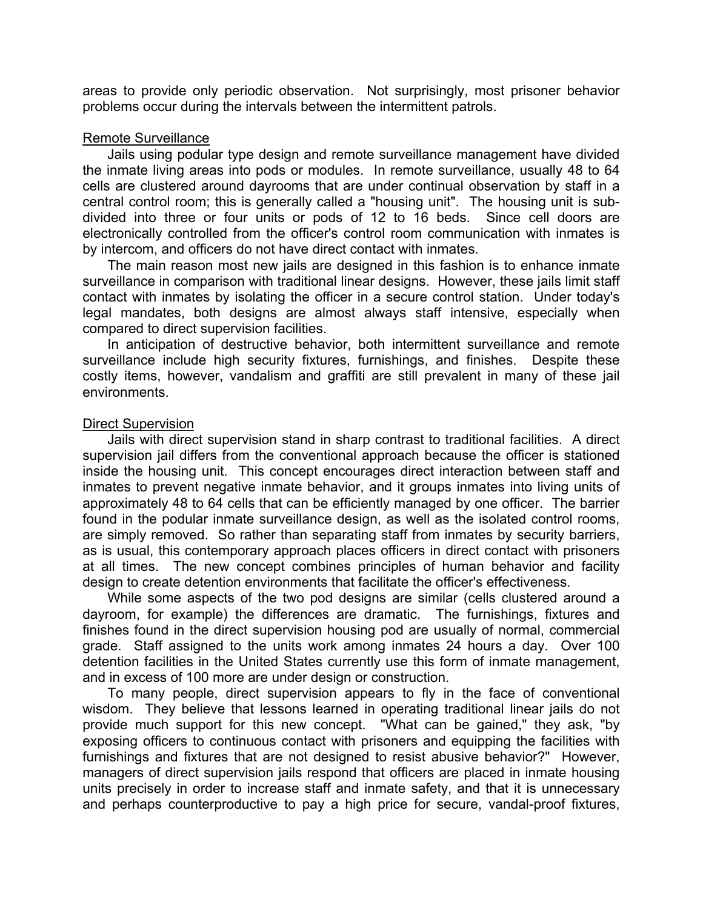areas to provide only periodic observation. Not surprisingly, most prisoner behavior problems occur during the intervals between the intermittent patrols.

Remote Surveillance

Jails using podular type design and remote surveillance management have divided the inmate living areas into pods or modules. In remote surveillance, usually 48 to 64 cells are clustered around dayrooms that are under continual observation by staff in a central control room; this is generally called a "housing unit". The housing unit is sub-divided into three or four units or pods of 12 to 16 beds. Since cell doors are electronically controlled from the officer's control room communication with inmates is by intercom, and officers do not have direct contact with inmates.

The main reason most new jails are designed in this fashion is to enhance inmate surveillance in comparison with traditional linear designs. However, these jails limit staff contact with inmates by isolating the officer in a secure control station. Under today's legal mandates, both designs are almost always staff intensive, especially when compared to direct supervision facilities.

In anticipation of destructive behavior, both intermittent surveillance and remote surveillance include high security fixtures, furnishings, and finishes. Despite these costly items, however, vandalism and graffiti are still prevalent in many of these jail environments.

Direct Supervision

Jails with direct supervision stand in sharp contrast to traditional facilities. A direct supervision jail differs from the conventional approach because the officer is stationed inside the housing unit. This concept encourages direct interaction between staff and inmates to prevent negative inmate behavior, and it groups inmates into living units of approximately 48 to 64 cells that can be efficiently managed by one officer. The barrier found in the podular inmate surveillance design, as well as the isolated control rooms, are simply removed. So rather than separating staff from inmates by security barriers, as is usual, this contemporary approach places officers in direct contact with prisoners at all times. The new concept combines principles of human behavior and facility design to create detention environments that facilitate the officer's effectiveness.

While some aspects of the two pod designs are similar (cells clustered around a dayroom, for example) the differences are dramatic. The furnishings, fixtures and finishes found in the direct supervision housing pod are usually of normal, commercial grade. Staff assigned to the units work among inmates 24 hours a day. Over 100 detention facilities in the United States currently use this form of inmate management, and in excess of 100 more are under design or construction.

To many people, direct supervision appears to fly in the face of conventional wisdom. They believe that lessons learned in operating traditional linear jails do not provide much support for this new concept. "What can be gained," they ask, "by exposing officers to continuous contact with prisoners and equipping the facilities with furnishings and fixtures that are not designed to resist abusive behavior?" However, managers of direct supervision jails respond that officers are placed in inmate housing units precisely in order to increase staff and inmate safety, and that it is unnecessary and perhaps counterproductive to pay a high price for secure, vandal-proof fixtures,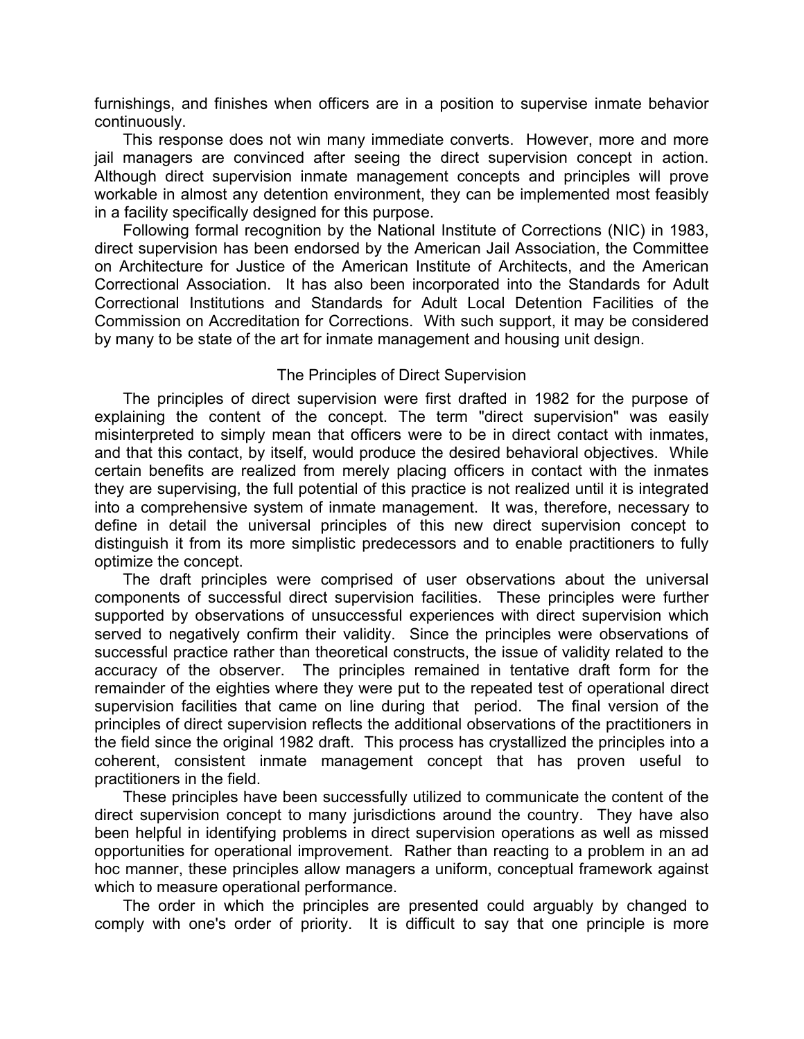furnishings, and finishes when officers are in a position to supervise inmate behavior continuously.

This response does not win many immediate converts. However, more and more jail managers are convinced after seeing the direct supervision concept in action. Although direct supervision inmate management concepts and principles will prove workable in almost any detention environment, they can be implemented most feasibly in a facility specifically designed for this purpose.

Following formal recognition by the National Institute of Corrections (NIC) in 1983, direct supervision has been endorsed by the American Jail Association, the Committee on Architecture for Justice of the American Institute of Architects, and the American Correctional Association. It has also been incorporated into the Standards for Adult Correctional Institutions and Standards for Adult Local Detention Facilities of the Commission on Accreditation for Corrections. With such support, it may be considered by many to be state of the art for inmate management and housing unit design.

## The Principles of Direct Supervision

The principles of direct supervision were first drafted in 1982 for the purpose of explaining the content of the concept. The term "direct supervision" was easily misinterpreted to simply mean that officers were to be in direct contact with inmates, and that this contact, by itself, would produce the desired behavioral objectives. While certain benefits are realized from merely placing officers in contact with the inmates they are supervising, the full potential of this practice is not realized until it is integrated into a comprehensive system of inmate management. It was, therefore, necessary to define in detail the universal principles of this new direct supervision concept to distinguish it from its more simplistic predecessors and to enable practitioners to fully optimize the concept.

The draft principles were comprised of user observations about the universal components of successful direct supervision facilities. These principles were further supported by observations of unsuccessful experiences with direct supervision which served to negatively confirm their validity. Since the principles were observations of successful practice rather than theoretical constructs, the issue of validity related to the accuracy of the observer. The principles remained in tentative draft form for the remainder of the eighties where they were put to the repeated test of operational direct supervision facilities that came on line during that period. The final version of the principles of direct supervision reflects the additional observations of the practitioners in the field since the original 1982 draft. This process has crystallized the principles into a coherent, consistent inmate management concept that has proven useful to practitioners in the field.

These principles have been successfully utilized to communicate the content of the direct supervision concept to many jurisdictions around the country. They have also been helpful in identifying problems in direct supervision operations as well as missed opportunities for operational improvement. Rather than reacting to a problem in an ad hoc manner, these principles allow managers a uniform, conceptual framework against which to measure operational performance.

The order in which the principles are presented could arguably by changed to comply with one's order of priority. It is difficult to say that one principle is more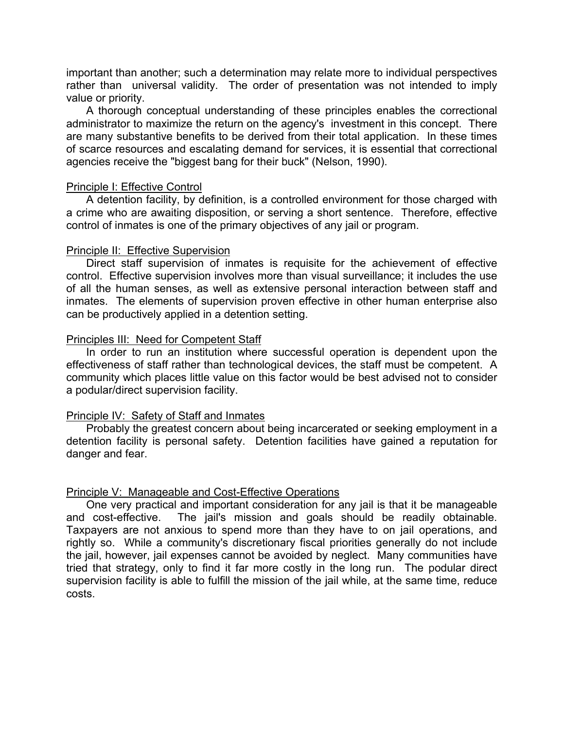important than another; such a determination may relate more to individual perspectives rather than universal validity. The order of presentation was not intended to imply value or priority.

A thorough conceptual understanding of these principles enables the correctional administrator to maximize the return on the agency's investment in this concept. There are many substantive benefits to be derived from their total application. In these times of scarce resources and escalating demand for services, it is essential that correctional agencies receive the "biggest bang for their buck" (Nelson, 1990).

<u>Principle I: Effective Control</u>

A detention facility, by definition, is a controlled environment for those charged with a crime who are awaiting disposition, or serving a short sentence. Therefore, effective control of inmates is one of the primary objectives of any jail or program.

<u>Principle II: Effective Supervision</u>

Direct staff supervision of inmates is requisite for the achievement of effective control. Effective supervision involves more than visual surveillance; it includes the use of all the human senses, as well as extensive personal interaction between staff and inmates. The elements of supervision proven effective in other human enterprise also can be productively applied in a detention setting.

<u>Principles III: Need for Competent Staff</u>

In order to run an institution where successful operation is dependent upon the effectiveness of staff rather than technological devices, the staff must be competent. A community which places little value on this factor would be best advised not to consider a podular/direct supervision facility.

<u>Principle IV: Safety of Staff and Inmates</u>

Probably the greatest concern about being incarcerated or seeking employment in a detention facility is personal safety. Detention facilities have gained a reputation for danger and fear.

<u>Principle V: Manageable and Cost-Effective Operations</u>

One very practical and important consideration for any jail is that it be manageable and cost-effective. The jail's mission and goals should be readily obtainable. Taxpayers are not anxious to spend more than they have to on jail operations, and rightly so. While a community's discretionary fiscal priorities generally do not include the jail, however, jail expenses cannot be avoided by neglect. Many communities have tried that strategy, only to find it far more costly in the long run. The podular direct supervision facility is able to fulfill the mission of the jail while, at the same time, reduce costs.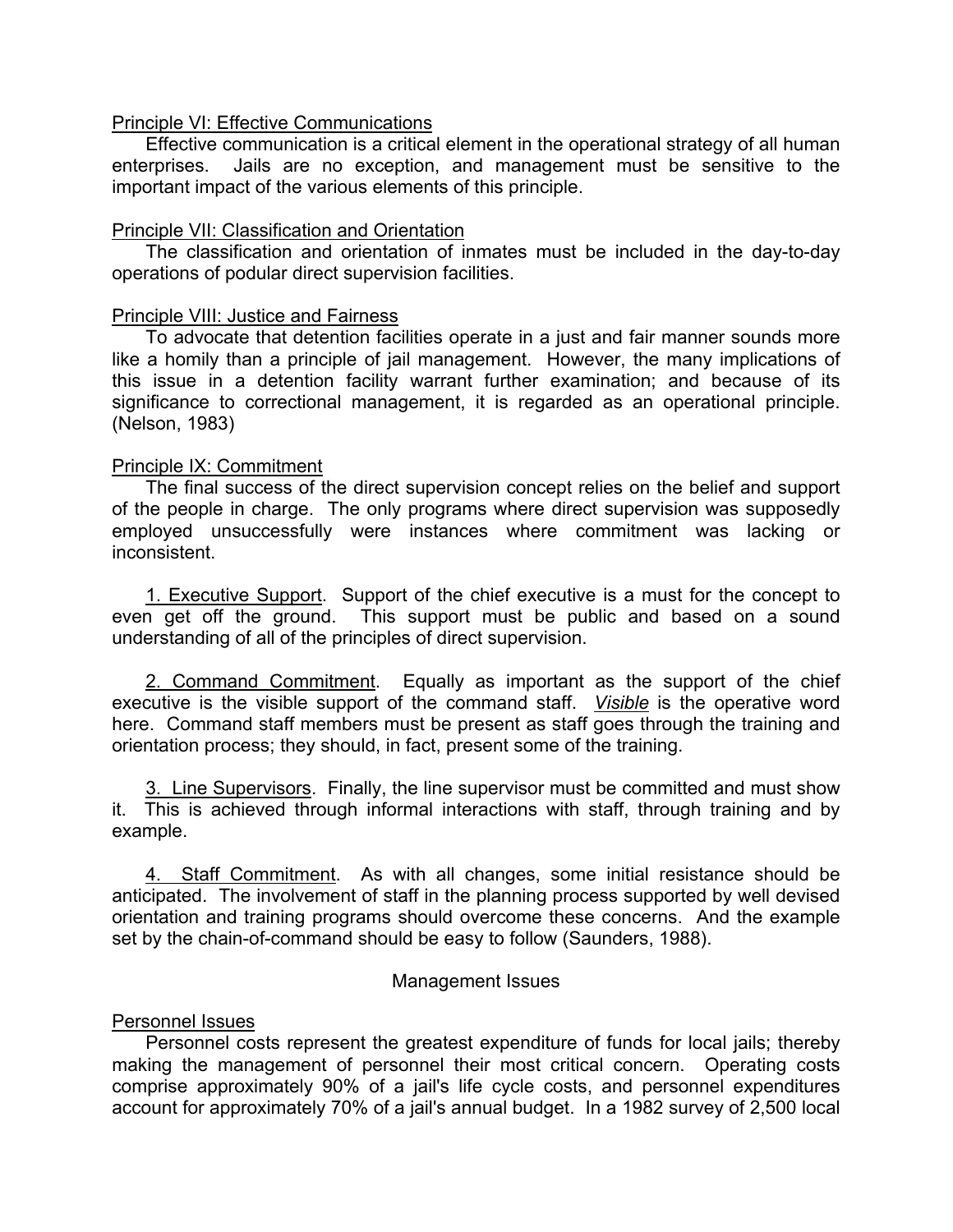<u>Principle VI: Effective Communications</u>

Effective communication is a critical element in the operational strategy of all human enterprises. Jails are no exception, and management must be sensitive to the important impact of the various elements of this principle.

<u>Principle VII: Classification and Orientation</u>

The classification and orientation of inmates must be included in the day-to-day operations of podular direct supervision facilities.

<u>Principle VIII: Justice and Fairness</u>

To advocate that detention facilities operate in a just and fair manner sounds more like a homily than a principle of jail management. However, the many implications of this issue in a detention facility warrant further examination; and because of its significance to correctional management, it is regarded as an operational principle. (Nelson, 1983)

<u>Principle IX: Commitment</u>

The final success of the direct supervision concept relies on the belief and support of the people in charge. The only programs where direct supervision was supposedly employed unsuccessfully were instances where commitment was lacking or inconsistent.

1. <u>Executive Support</u>. Support of the chief executive is a must for the concept to even get off the ground. This support must be public and based on a sound understanding of all of the principles of direct supervision.

2. <u>Command Commitment</u>. Equally as important as the support of the chief executive is the visible support of the command staff. *<u>Visible</u>* is the operative word here. Command staff members must be present as staff goes through the training and orientation process; they should, in fact, present some of the training.

3. <u>Line Supervisors</u>. Finally, the line supervisor must be committed and must show it. This is achieved through informal interactions with staff, through training and by example.

4. <u>Staff Commitment</u>. As with all changes, some initial resistance should be anticipated. The involvement of staff in the planning process supported by well devised orientation and training programs should overcome these concerns. And the example set by the chain-of-command should be easy to follow (Saunders, 1988).

## Management Issues

<u>Personnel Issues</u>

Personnel costs represent the greatest expenditure of funds for local jails; thereby making the management of personnel their most critical concern. Operating costs comprise approximately 90% of a jail's life cycle costs, and personnel expenditures account for approximately 70% of a jail's annual budget. In a 1982 survey of 2,500 local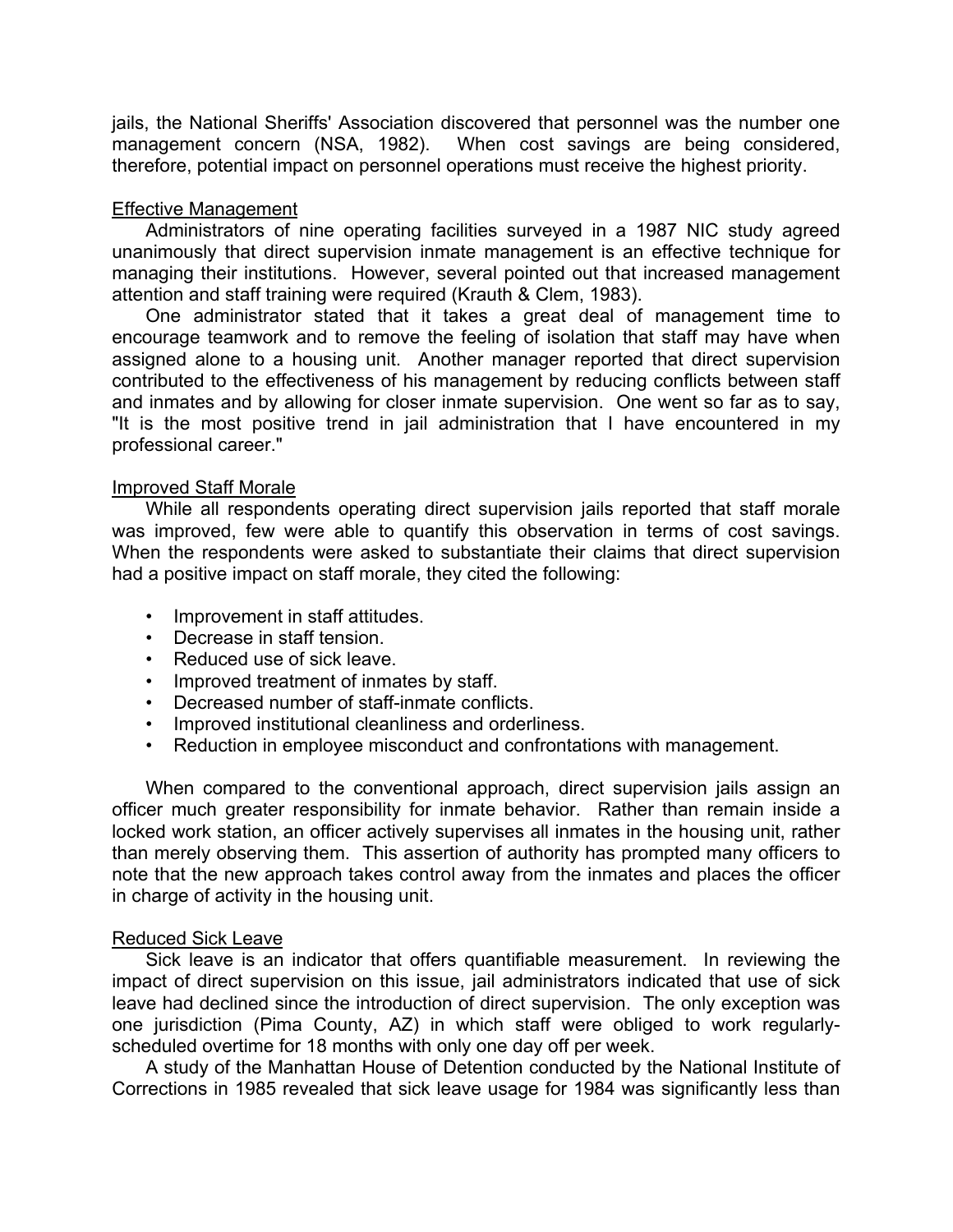jails, the National Sheriffs' Association discovered that personnel was the number one management concern (NSA, 1982). When cost savings are being considered, therefore, potential impact on personnel operations must receive the highest priority.

### Effective Management

Administrators of nine operating facilities surveyed in a 1987 NIC study agreed unanimously that direct supervision inmate management is an effective technique for managing their institutions. However, several pointed out that increased management attention and staff training were required (Krauth & Clem, 1983).

One administrator stated that it takes a great deal of management time to encourage teamwork and to remove the feeling of isolation that staff may have when assigned alone to a housing unit. Another manager reported that direct supervision contributed to the effectiveness of his management by reducing conflicts between staff and inmates and by allowing for closer inmate supervision. One went so far as to say, "It is the most positive trend in jail administration that I have encountered in my professional career."

### Improved Staff Morale

While all respondents operating direct supervision jails reported that staff morale was improved, few were able to quantify this observation in terms of cost savings. When the respondents were asked to substantiate their claims that direct supervision had a positive impact on staff morale, they cited the following:

- Improvement in staff attitudes.
- Decrease in staff tension.
- Reduced use of sick leave.
- Improved treatment of inmates by staff.
- Decreased number of staff-inmate conflicts.
- Improved institutional cleanliness and orderliness.
- Reduction in employee misconduct and confrontations with management.

When compared to the conventional approach, direct supervision jails assign an officer much greater responsibility for inmate behavior. Rather than remain inside a locked work station, an officer actively supervises all inmates in the housing unit, rather than merely observing them. This assertion of authority has prompted many officers to note that the new approach takes control away from the inmates and places the officer in charge of activity in the housing unit.

### Reduced Sick Leave

Sick leave is an indicator that offers quantifiable measurement. In reviewing the impact of direct supervision on this issue, jail administrators indicated that use of sick leave had declined since the introduction of direct supervision. The only exception was one jurisdiction (Pima County, AZ) in which staff were obliged to work regularly-scheduled overtime for 18 months with only one day off per week.

A study of the Manhattan House of Detention conducted by the National Institute of Corrections in 1985 revealed that sick leave usage for 1984 was significantly less than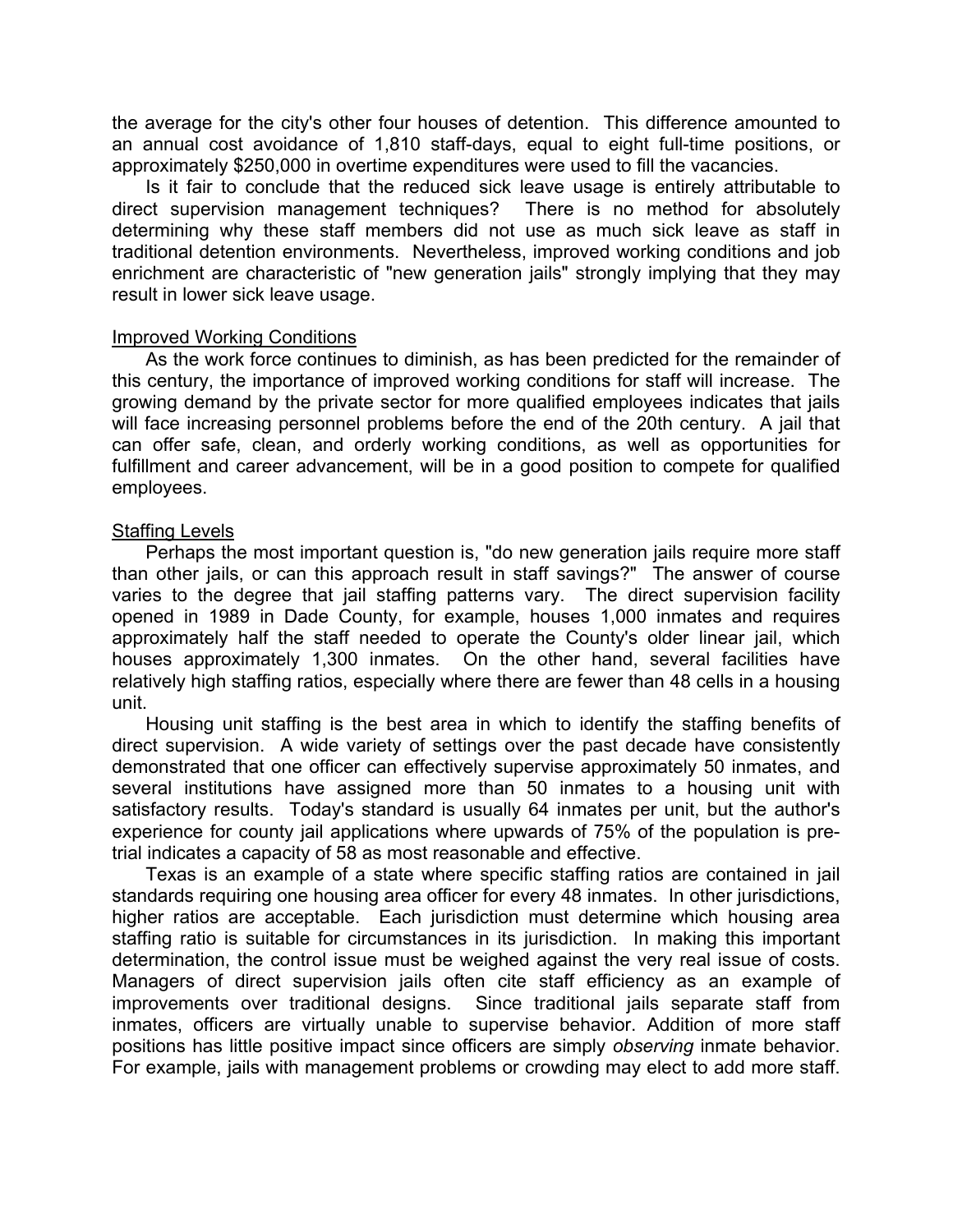the average for the city's other four houses of detention. This difference amounted to an annual cost avoidance of 1,810 staff-days, equal to eight full-time positions, or approximately $250,000 in overtime expenditures were used to fill the vacancies.

Is it fair to conclude that the reduced sick leave usage is entirely attributable to direct supervision management techniques? There is no method for absolutely determining why these staff members did not use as much sick leave as staff in traditional detention environments. Nevertheless, improved working conditions and job enrichment are characteristic of "new generation jails" strongly implying that they may result in lower sick leave usage.

<u>Improved Working Conditions</u>

As the work force continues to diminish, as has been predicted for the remainder of this century, the importance of improved working conditions for staff will increase. The growing demand by the private sector for more qualified employees indicates that jails will face increasing personnel problems before the end of the 20th century. A jail that can offer safe, clean, and orderly working conditions, as well as opportunities for fulfillment and career advancement, will be in a good position to compete for qualified employees.

<u>Staffing Levels</u>

Perhaps the most important question is, "do new generation jails require more staff than other jails, or can this approach result in staff savings?" The answer of course varies to the degree that jail staffing patterns vary. The direct supervision facility opened in 1989 in Dade County, for example, houses 1,000 inmates and requires approximately half the staff needed to operate the County's older linear jail, which houses approximately 1,300 inmates. On the other hand, several facilities have relatively high staffing ratios, especially where there are fewer than 48 cells in a housing unit.

Housing unit staffing is the best area in which to identify the staffing benefits of direct supervision. A wide variety of settings over the past decade have consistently demonstrated that one officer can effectively supervise approximately 50 inmates, and several institutions have assigned more than 50 inmates to a housing unit with satisfactory results. Today's standard is usually 64 inmates per unit, but the author's experience for county jail applications where upwards of 75% of the population is pre-trial indicates a capacity of 58 as most reasonable and effective.

Texas is an example of a state where specific staffing ratios are contained in jail standards requiring one housing area officer for every 48 inmates. In other jurisdictions, higher ratios are acceptable. Each jurisdiction must determine which housing area staffing ratio is suitable for circumstances in its jurisdiction. In making this important determination, the control issue must be weighed against the very real issue of costs. Managers of direct supervision jails often cite staff efficiency as an example of improvements over traditional designs. Since traditional jails separate staff from inmates, officers are virtually unable to supervise behavior. Addition of more staff positions has little positive impact since officers are simply *observing* inmate behavior. For example, jails with management problems or crowding may elect to add more staff.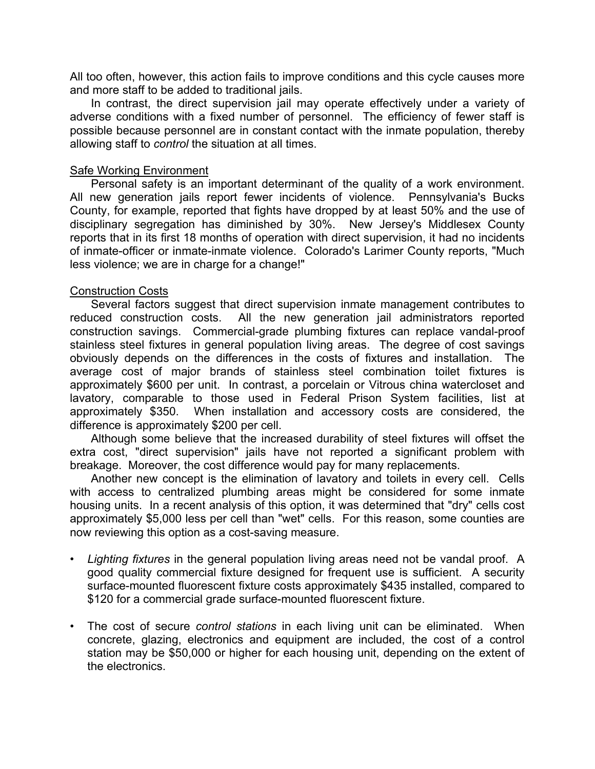All too often, however, this action fails to improve conditions and this cycle causes more and more staff to be added to traditional jails.

In contrast, the direct supervision jail may operate effectively under a variety of adverse conditions with a fixed number of personnel. The efficiency of fewer staff is possible because personnel are in constant contact with the inmate population, thereby allowing staff to *control* the situation at all times.

<u>Safe Working Environment</u>

Personal safety is an important determinant of the quality of a work environment. All new generation jails report fewer incidents of violence. Pennsylvania's Bucks County, for example, reported that fights have dropped by at least 50% and the use of disciplinary segregation has diminished by 30%. New Jersey's Middlesex County reports that in its first 18 months of operation with direct supervision, it had no incidents of inmate-officer or inmate-inmate violence. Colorado's Larimer County reports, "Much less violence; we are in charge for a change!"

<u>Construction Costs</u>

Several factors suggest that direct supervision inmate management contributes to reduced construction costs. All the new generation jail administrators reported construction savings. Commercial-grade plumbing fixtures can replace vandal-proof stainless steel fixtures in general population living areas. The degree of cost savings obviously depends on the differences in the costs of fixtures and installation. The average cost of major brands of stainless steel combination toilet fixtures is approximately $600 per unit. In contrast, a porcelain or Vitrous china watercloset and lavatory, comparable to those used in Federal Prison System facilities, list at approximately $350. When installation and accessory costs are considered, the difference is approximately $200 per cell.

Although some believe that the increased durability of steel fixtures will offset the extra cost, "direct supervision" jails have not reported a significant problem with breakage. Moreover, the cost difference would pay for many replacements.

Another new concept is the elimination of lavatory and toilets in every cell. Cells with access to centralized plumbing areas might be considered for some inmate housing units. In a recent analysis of this option, it was determined that "dry" cells cost approximately $5,000 less per cell than "wet" cells. For this reason, some counties are now reviewing this option as a cost-saving measure.

- *Lighting fixtures* in the general population living areas need not be vandal proof. A good quality commercial fixture designed for frequent use is sufficient. A security surface-mounted fluorescent fixture costs approximately $435 installed, compared to $120 for a commercial grade surface-mounted fluorescent fixture.

- The cost of secure *control stations* in each living unit can be eliminated. When concrete, glazing, electronics and equipment are included, the cost of a control station may be $50,000 or higher for each housing unit, depending on the extent of the electronics.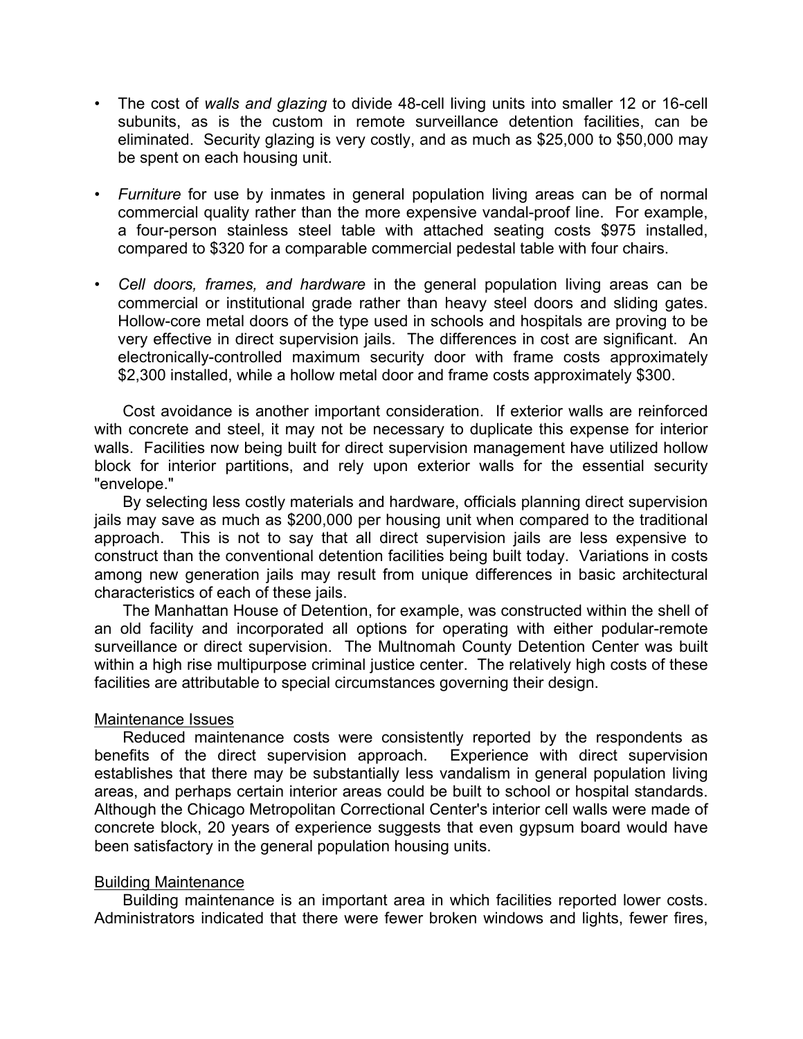- The cost of *walls and glazing* to divide 48-cell living units into smaller 12 or 16-cell subunits, as is the custom in remote surveillance detention facilities, can be eliminated. Security glazing is very costly, and as much as $25,000 to $50,000 may be spent on each housing unit.

- *Furniture* for use by inmates in general population living areas can be of normal commercial quality rather than the more expensive vandal-proof line. For example, a four-person stainless steel table with attached seating costs $975 installed, compared to $320 for a comparable commercial pedestal table with four chairs.

- *Cell doors, frames, and hardware* in the general population living areas can be commercial or institutional grade rather than heavy steel doors and sliding gates. Hollow-core metal doors of the type used in schools and hospitals are proving to be very effective in direct supervision jails. The differences in cost are significant. An electronically-controlled maximum security door with frame costs approximately $2,300 installed, while a hollow metal door and frame costs approximately $300.

Cost avoidance is another important consideration. If exterior walls are reinforced with concrete and steel, it may not be necessary to duplicate this expense for interior walls. Facilities now being built for direct supervision management have utilized hollow block for interior partitions, and rely upon exterior walls for the essential security "envelope."

By selecting less costly materials and hardware, officials planning direct supervision jails may save as much as $200,000 per housing unit when compared to the traditional approach. This is not to say that all direct supervision jails are less expensive to construct than the conventional detention facilities being built today. Variations in costs among new generation jails may result from unique differences in basic architectural characteristics of each of these jails.

The Manhattan House of Detention, for example, was constructed within the shell of an old facility and incorporated all options for operating with either podular-remote surveillance or direct supervision. The Multnomah County Detention Center was built within a high rise multipurpose criminal justice center. The relatively high costs of these facilities are attributable to special circumstances governing their design.

### Maintenance Issues

Reduced maintenance costs were consistently reported by the respondents as benefits of the direct supervision approach. Experience with direct supervision establishes that there may be substantially less vandalism in general population living areas, and perhaps certain interior areas could be built to school or hospital standards. Although the Chicago Metropolitan Correctional Center's interior cell walls were made of concrete block, 20 years of experience suggests that even gypsum board would have been satisfactory in the general population housing units.

### Building Maintenance

Building maintenance is an important area in which facilities reported lower costs. Administrators indicated that there were fewer broken windows and lights, fewer fires,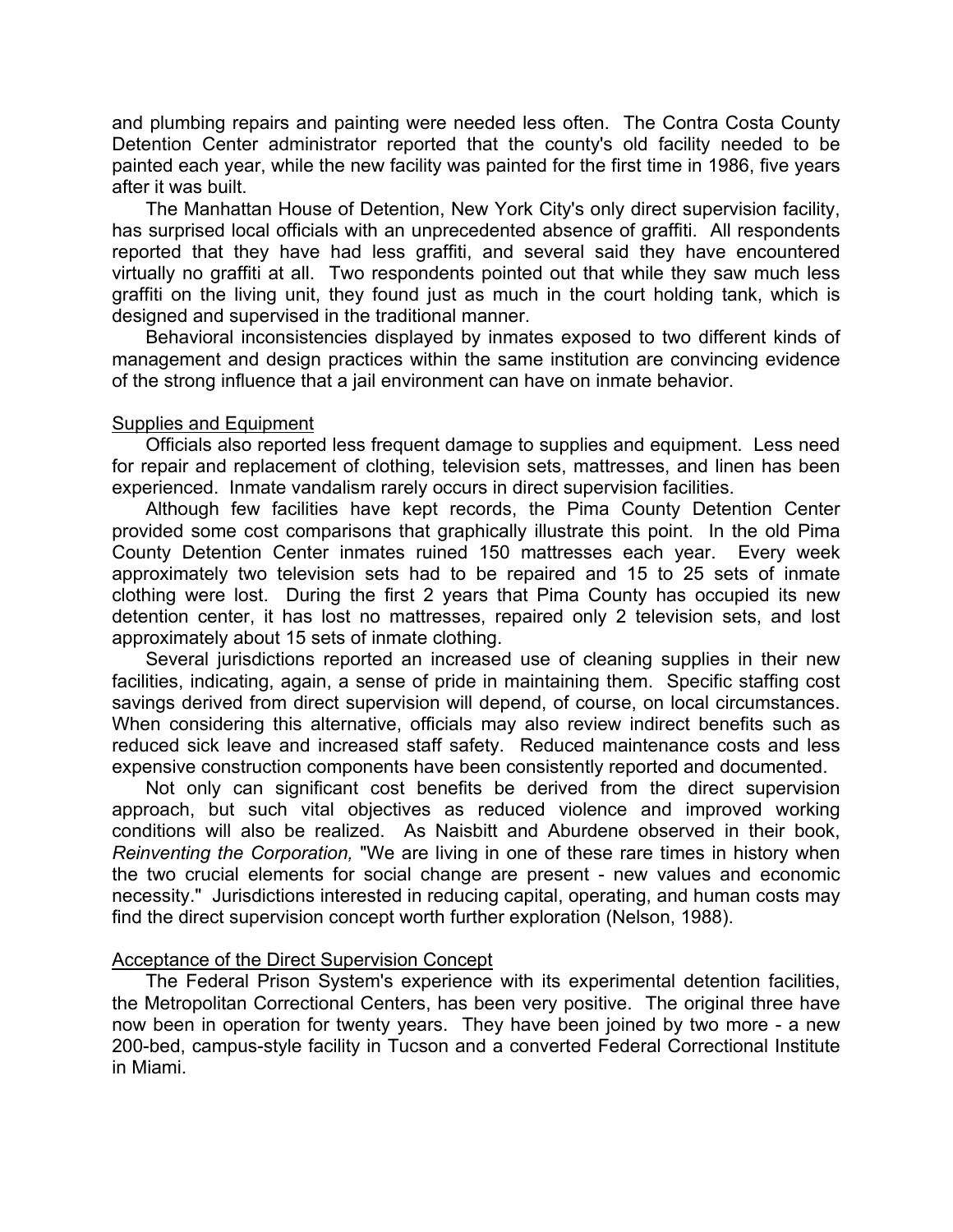and plumbing repairs and painting were needed less often. The Contra Costa County Detention Center administrator reported that the county's old facility needed to be painted each year, while the new facility was painted for the first time in 1986, five years after it was built.

The Manhattan House of Detention, New York City's only direct supervision facility, has surprised local officials with an unprecedented absence of graffiti. All respondents reported that they have had less graffiti, and several said they have encountered virtually no graffiti at all. Two respondents pointed out that while they saw much less graffiti on the living unit, they found just as much in the court holding tank, which is designed and supervised in the traditional manner.

Behavioral inconsistencies displayed by inmates exposed to two different kinds of management and design practices within the same institution are convincing evidence of the strong influence that a jail environment can have on inmate behavior.

<u>Supplies and Equipment</u>

Officials also reported less frequent damage to supplies and equipment. Less need for repair and replacement of clothing, television sets, mattresses, and linen has been experienced. Inmate vandalism rarely occurs in direct supervision facilities.

Although few facilities have kept records, the Pima County Detention Center provided some cost comparisons that graphically illustrate this point. In the old Pima County Detention Center inmates ruined 150 mattresses each year. Every week approximately two television sets had to be repaired and 15 to 25 sets of inmate clothing were lost. During the first 2 years that Pima County has occupied its new detention center, it has lost no mattresses, repaired only 2 television sets, and lost approximately about 15 sets of inmate clothing.

Several jurisdictions reported an increased use of cleaning supplies in their new facilities, indicating, again, a sense of pride in maintaining them. Specific staffing cost savings derived from direct supervision will depend, of course, on local circumstances. When considering this alternative, officials may also review indirect benefits such as reduced sick leave and increased staff safety. Reduced maintenance costs and less expensive construction components have been consistently reported and documented.

Not only can significant cost benefits be derived from the direct supervision approach, but such vital objectives as reduced violence and improved working conditions will also be realized. As Naisbitt and Aburdene observed in their book, *Reinventing the Corporation,* "We are living in one of these rare times in history when the two crucial elements for social change are present - new values and economic necessity." Jurisdictions interested in reducing capital, operating, and human costs may find the direct supervision concept worth further exploration (Nelson, 1988).

<u>Acceptance of the Direct Supervision Concept</u>

The Federal Prison System's experience with its experimental detention facilities, the Metropolitan Correctional Centers, has been very positive. The original three have now been in operation for twenty years. They have been joined by two more - a new 200-bed, campus-style facility in Tucson and a converted Federal Correctional Institute in Miami.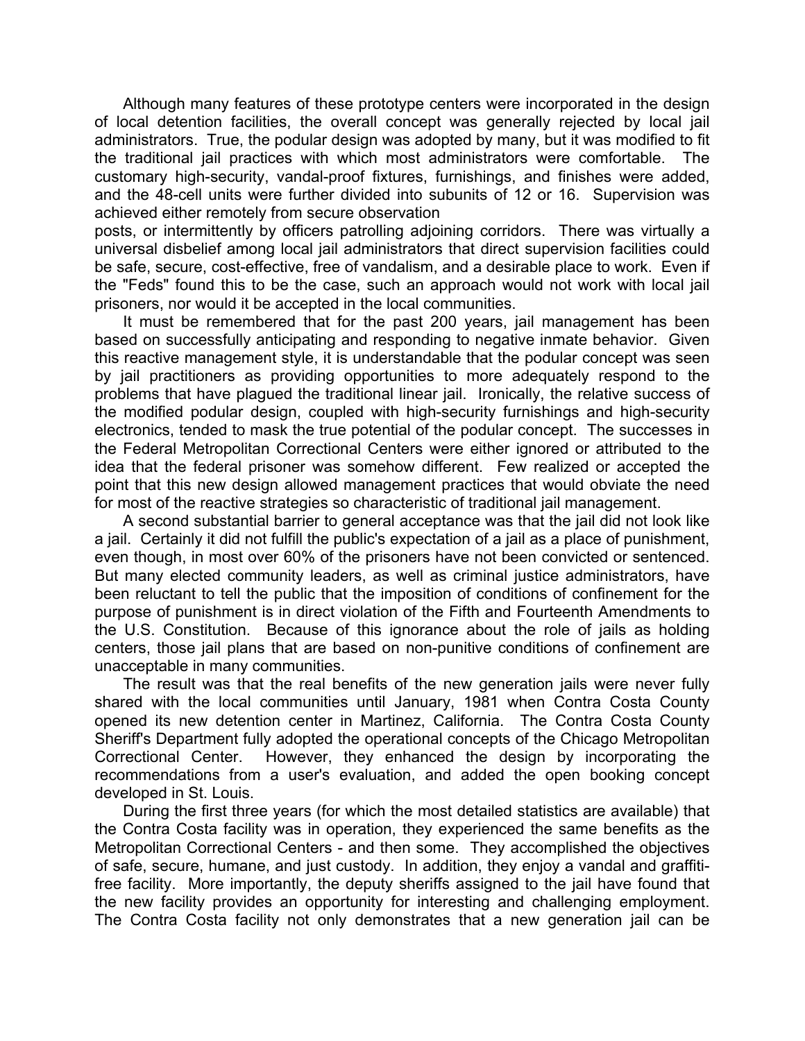Although many features of these prototype centers were incorporated in the design of local detention facilities, the overall concept was generally rejected by local jail administrators. True, the podular design was adopted by many, but it was modified to fit the traditional jail practices with which most administrators were comfortable. The customary high-security, vandal-proof fixtures, furnishings, and finishes were added, and the 48-cell units were further divided into subunits of 12 or 16. Supervision was achieved either remotely from secure observation posts, or intermittently by officers patrolling adjoining corridors. There was virtually a universal disbelief among local jail administrators that direct supervision facilities could be safe, secure, cost-effective, free of vandalism, and a desirable place to work. Even if the "Feds" found this to be the case, such an approach would not work with local jail prisoners, nor would it be accepted in the local communities.

It must be remembered that for the past 200 years, jail management has been based on successfully anticipating and responding to negative inmate behavior. Given this reactive management style, it is understandable that the podular concept was seen by jail practitioners as providing opportunities to more adequately respond to the problems that have plagued the traditional linear jail. Ironically, the relative success of the modified podular design, coupled with high-security furnishings and high-security electronics, tended to mask the true potential of the podular concept. The successes in the Federal Metropolitan Correctional Centers were either ignored or attributed to the idea that the federal prisoner was somehow different. Few realized or accepted the point that this new design allowed management practices that would obviate the need for most of the reactive strategies so characteristic of traditional jail management.

A second substantial barrier to general acceptance was that the jail did not look like a jail. Certainly it did not fulfill the public's expectation of a jail as a place of punishment, even though, in most over 60% of the prisoners have not been convicted or sentenced. But many elected community leaders, as well as criminal justice administrators, have been reluctant to tell the public that the imposition of conditions of confinement for the purpose of punishment is in direct violation of the Fifth and Fourteenth Amendments to the U.S. Constitution. Because of this ignorance about the role of jails as holding centers, those jail plans that are based on non-punitive conditions of confinement are unacceptable in many communities.

The result was that the real benefits of the new generation jails were never fully shared with the local communities until January, 1981 when Contra Costa County opened its new detention center in Martinez, California. The Contra Costa County Sheriff's Department fully adopted the operational concepts of the Chicago Metropolitan Correctional Center. However, they enhanced the design by incorporating the recommendations from a user's evaluation, and added the open booking concept developed in St. Louis.

During the first three years (for which the most detailed statistics are available) that the Contra Costa facility was in operation, they experienced the same benefits as the Metropolitan Correctional Centers - and then some. They accomplished the objectives of safe, secure, humane, and just custody. In addition, they enjoy a vandal and graffiti-free facility. More importantly, the deputy sheriffs assigned to the jail have found that the new facility provides an opportunity for interesting and challenging employment. The Contra Costa facility not only demonstrates that a new generation jail can be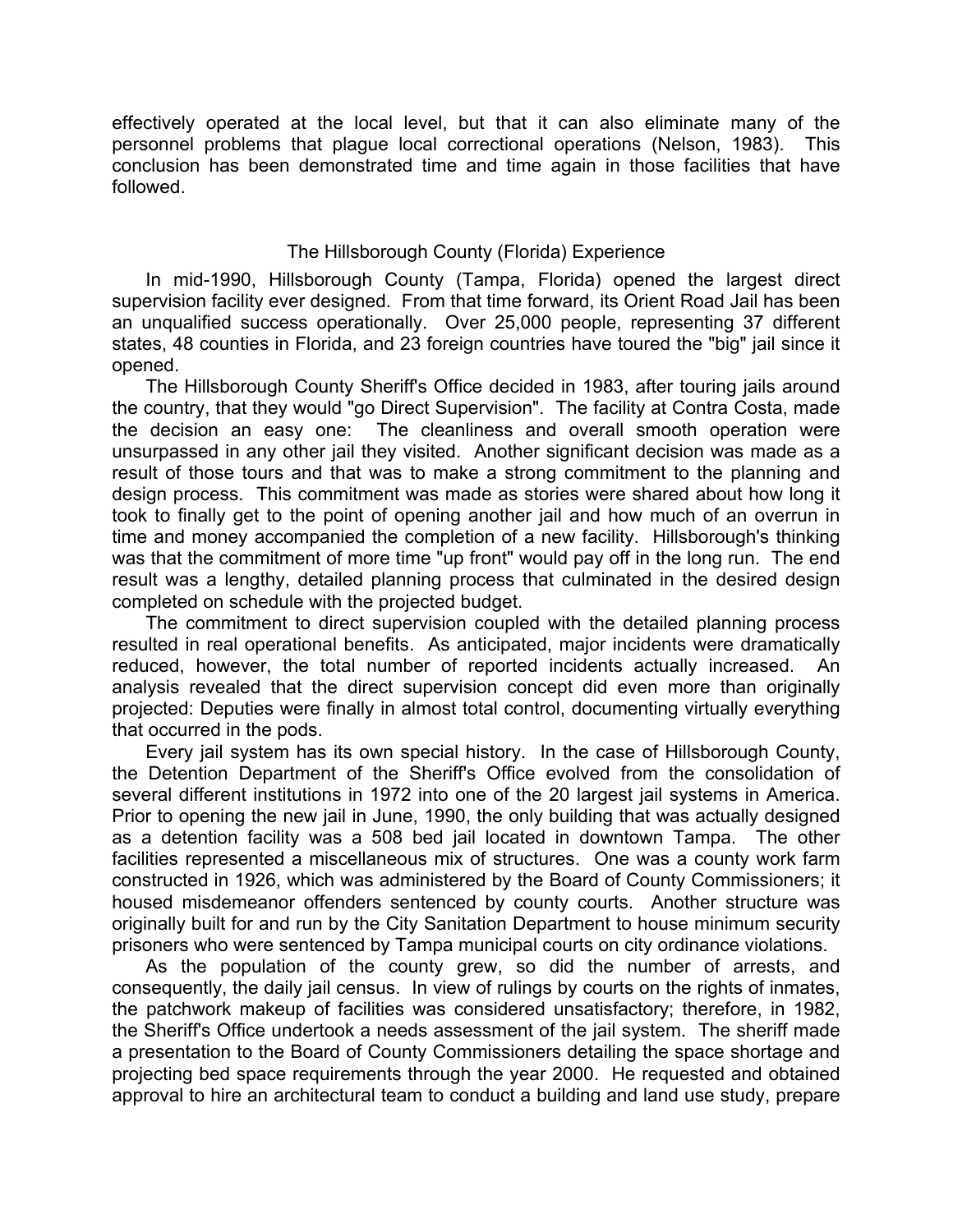effectively operated at the local level, but that it can also eliminate many of the personnel problems that plague local correctional operations (Nelson, 1983). This conclusion has been demonstrated time and time again in those facilities that have followed.

## The Hillsborough County (Florida) Experience

In mid-1990, Hillsborough County (Tampa, Florida) opened the largest direct supervision facility ever designed. From that time forward, its Orient Road Jail has been an unqualified success operationally. Over 25,000 people, representing 37 different states, 48 counties in Florida, and 23 foreign countries have toured the "big" jail since it opened.

The Hillsborough County Sheriff's Office decided in 1983, after touring jails around the country, that they would "go Direct Supervision". The facility at Contra Costa, made the decision an easy one: The cleanliness and overall smooth operation were unsurpassed in any other jail they visited. Another significant decision was made as a result of those tours and that was to make a strong commitment to the planning and design process. This commitment was made as stories were shared about how long it took to finally get to the point of opening another jail and how much of an overrun in time and money accompanied the completion of a new facility. Hillsborough's thinking was that the commitment of more time "up front" would pay off in the long run. The end result was a lengthy, detailed planning process that culminated in the desired design completed on schedule with the projected budget.

The commitment to direct supervision coupled with the detailed planning process resulted in real operational benefits. As anticipated, major incidents were dramatically reduced, however, the total number of reported incidents actually increased. An analysis revealed that the direct supervision concept did even more than originally projected: Deputies were finally in almost total control, documenting virtually everything that occurred in the pods.

Every jail system has its own special history. In the case of Hillsborough County, the Detention Department of the Sheriff's Office evolved from the consolidation of several different institutions in 1972 into one of the 20 largest jail systems in America. Prior to opening the new jail in June, 1990, the only building that was actually designed as a detention facility was a 508 bed jail located in downtown Tampa. The other facilities represented a miscellaneous mix of structures. One was a county work farm constructed in 1926, which was administered by the Board of County Commissioners; it housed misdemeanor offenders sentenced by county courts. Another structure was originally built for and run by the City Sanitation Department to house minimum security prisoners who were sentenced by Tampa municipal courts on city ordinance violations.

As the population of the county grew, so did the number of arrests, and consequently, the daily jail census. In view of rulings by courts on the rights of inmates, the patchwork makeup of facilities was considered unsatisfactory; therefore, in 1982, the Sheriff's Office undertook a needs assessment of the jail system. The sheriff made a presentation to the Board of County Commissioners detailing the space shortage and projecting bed space requirements through the year 2000. He requested and obtained approval to hire an architectural team to conduct a building and land use study, prepare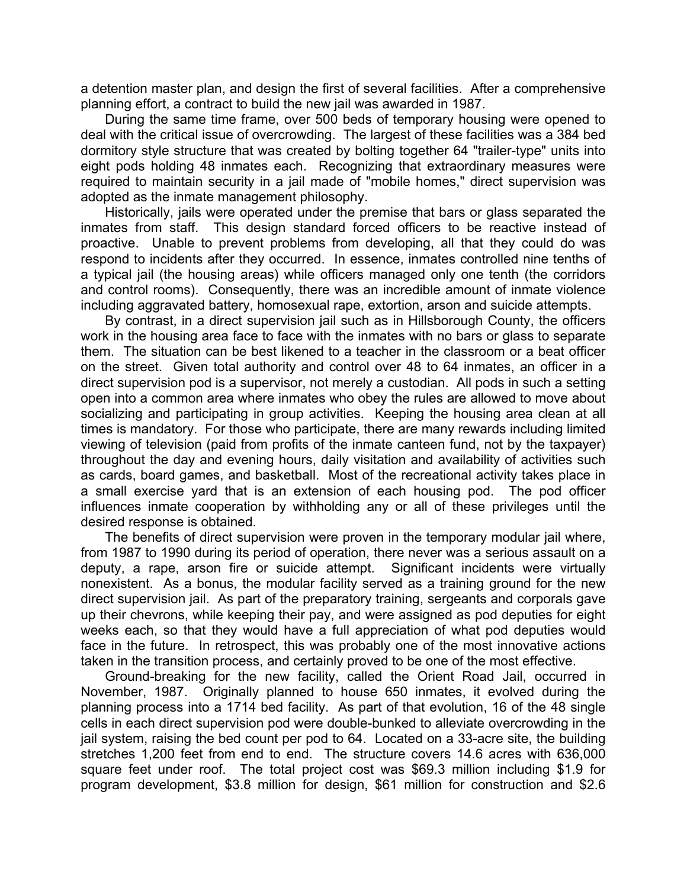a detention master plan, and design the first of several facilities. After a comprehensive planning effort, a contract to build the new jail was awarded in 1987.

During the same time frame, over 500 beds of temporary housing were opened to deal with the critical issue of overcrowding. The largest of these facilities was a 384 bed dormitory style structure that was created by bolting together 64 "trailer-type" units into eight pods holding 48 inmates each. Recognizing that extraordinary measures were required to maintain security in a jail made of "mobile homes," direct supervision was adopted as the inmate management philosophy.

Historically, jails were operated under the premise that bars or glass separated the inmates from staff. This design standard forced officers to be reactive instead of proactive. Unable to prevent problems from developing, all that they could do was respond to incidents after they occurred. In essence, inmates controlled nine tenths of a typical jail (the housing areas) while officers managed only one tenth (the corridors and control rooms). Consequently, there was an incredible amount of inmate violence including aggravated battery, homosexual rape, extortion, arson and suicide attempts.

By contrast, in a direct supervision jail such as in Hillsborough County, the officers work in the housing area face to face with the inmates with no bars or glass to separate them. The situation can be best likened to a teacher in the classroom or a beat officer on the street. Given total authority and control over 48 to 64 inmates, an officer in a direct supervision pod is a supervisor, not merely a custodian. All pods in such a setting open into a common area where inmates who obey the rules are allowed to move about socializing and participating in group activities. Keeping the housing area clean at all times is mandatory. For those who participate, there are many rewards including limited viewing of television (paid from profits of the inmate canteen fund, not by the taxpayer) throughout the day and evening hours, daily visitation and availability of activities such as cards, board games, and basketball. Most of the recreational activity takes place in a small exercise yard that is an extension of each housing pod. The pod officer influences inmate cooperation by withholding any or all of these privileges until the desired response is obtained.

The benefits of direct supervision were proven in the temporary modular jail where, from 1987 to 1990 during its period of operation, there never was a serious assault on a deputy, a rape, arson fire or suicide attempt. Significant incidents were virtually nonexistent. As a bonus, the modular facility served as a training ground for the new direct supervision jail. As part of the preparatory training, sergeants and corporals gave up their chevrons, while keeping their pay, and were assigned as pod deputies for eight weeks each, so that they would have a full appreciation of what pod deputies would face in the future. In retrospect, this was probably one of the most innovative actions taken in the transition process, and certainly proved to be one of the most effective.

Ground-breaking for the new facility, called the Orient Road Jail, occurred in November, 1987. Originally planned to house 650 inmates, it evolved during the planning process into a 1714 bed facility. As part of that evolution, 16 of the 48 single cells in each direct supervision pod were double-bunked to alleviate overcrowding in the jail system, raising the bed count per pod to 64. Located on a 33-acre site, the building stretches 1,200 feet from end to end. The structure covers 14.6 acres with 636,000 square feet under roof. The total project cost was $69.3 million including $1.9 for program development, $3.8 million for design, $61 million for construction and $2.6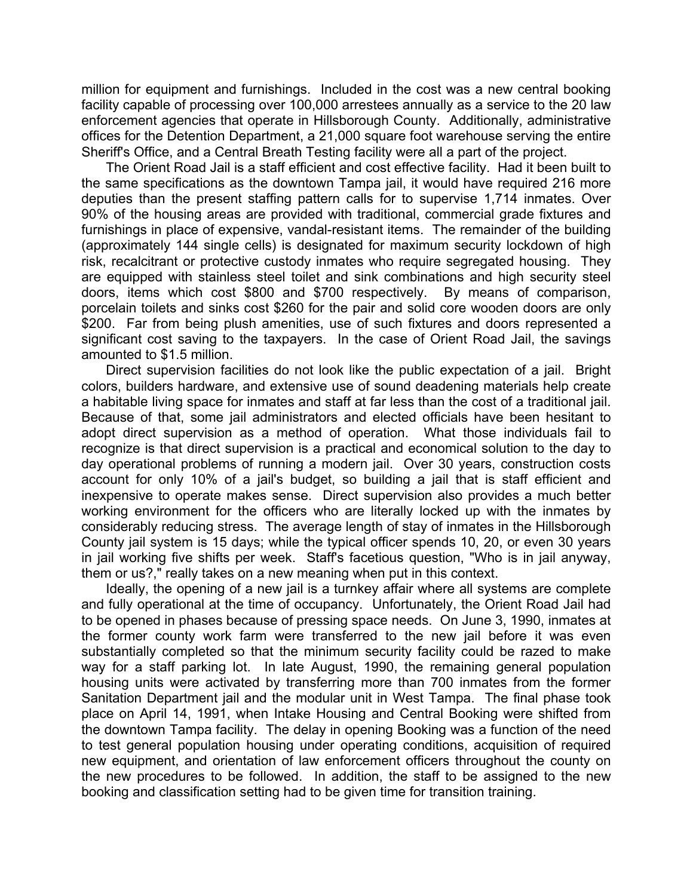million for equipment and furnishings. Included in the cost was a new central booking facility capable of processing over 100,000 arrestees annually as a service to the 20 law enforcement agencies that operate in Hillsborough County. Additionally, administrative offices for the Detention Department, a 21,000 square foot warehouse serving the entire Sheriff's Office, and a Central Breath Testing facility were all a part of the project.

The Orient Road Jail is a staff efficient and cost effective facility. Had it been built to the same specifications as the downtown Tampa jail, it would have required 216 more deputies than the present staffing pattern calls for to supervise 1,714 inmates. Over 90% of the housing areas are provided with traditional, commercial grade fixtures and furnishings in place of expensive, vandal-resistant items. The remainder of the building (approximately 144 single cells) is designated for maximum security lockdown of high risk, recalcitrant or protective custody inmates who require segregated housing. They are equipped with stainless steel toilet and sink combinations and high security steel doors, items which cost $800 and $700 respectively. By means of comparison, porcelain toilets and sinks cost $260 for the pair and solid core wooden doors are only $200. Far from being plush amenities, use of such fixtures and doors represented a significant cost saving to the taxpayers. In the case of Orient Road Jail, the savings amounted to $1.5 million.

Direct supervision facilities do not look like the public expectation of a jail. Bright colors, builders hardware, and extensive use of sound deadening materials help create a habitable living space for inmates and staff at far less than the cost of a traditional jail. Because of that, some jail administrators and elected officials have been hesitant to adopt direct supervision as a method of operation. What those individuals fail to recognize is that direct supervision is a practical and economical solution to the day to day operational problems of running a modern jail. Over 30 years, construction costs account for only 10% of a jail's budget, so building a jail that is staff efficient and inexpensive to operate makes sense. Direct supervision also provides a much better working environment for the officers who are literally locked up with the inmates by considerably reducing stress. The average length of stay of inmates in the Hillsborough County jail system is 15 days; while the typical officer spends 10, 20, or even 30 years in jail working five shifts per week. Staff's facetious question, "Who is in jail anyway, them or us?," really takes on a new meaning when put in this context.

Ideally, the opening of a new jail is a turnkey affair where all systems are complete and fully operational at the time of occupancy. Unfortunately, the Orient Road Jail had to be opened in phases because of pressing space needs. On June 3, 1990, inmates at the former county work farm were transferred to the new jail before it was even substantially completed so that the minimum security facility could be razed to make way for a staff parking lot. In late August, 1990, the remaining general population housing units were activated by transferring more than 700 inmates from the former Sanitation Department jail and the modular unit in West Tampa. The final phase took place on April 14, 1991, when Intake Housing and Central Booking were shifted from the downtown Tampa facility. The delay in opening Booking was a function of the need to test general population housing under operating conditions, acquisition of required new equipment, and orientation of law enforcement officers throughout the county on the new procedures to be followed. In addition, the staff to be assigned to the new booking and classification setting had to be given time for transition training.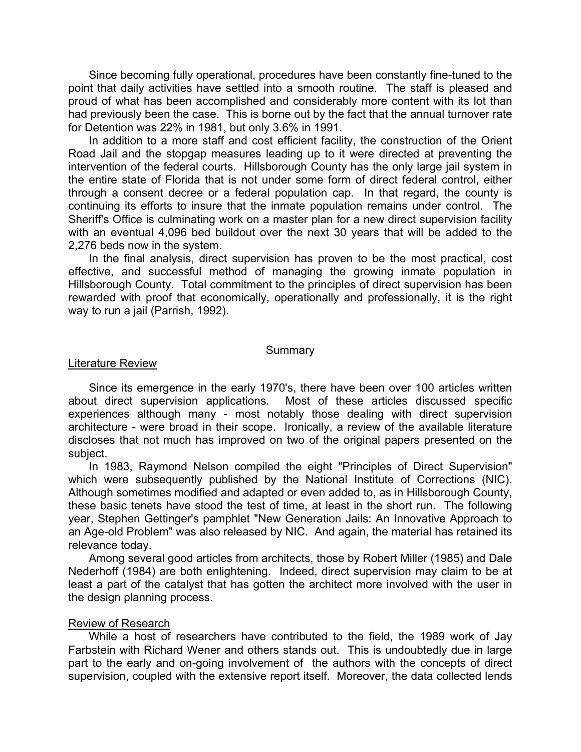Since becoming fully operational, procedures have been constantly fine-tuned to the point that daily activities have settled into a smooth routine. The staff is pleased and proud of what has been accomplished and considerably more content with its lot than had previously been the case. This is borne out by the fact that the annual turnover rate for Detention was 22% in 1981, but only 3.6% in 1991.

In addition to a more staff and cost efficient facility, the construction of the Orient Road Jail and the stopgap measures leading up to it were directed at preventing the intervention of the federal courts. Hillsborough County has the only large jail system in the entire state of Florida that is not under some form of direct federal control, either through a consent decree or a federal population cap. In that regard, the county is continuing its efforts to insure that the inmate population remains under control. The Sheriff's Office is culminating work on a master plan for a new direct supervision facility with an eventual 4,096 bed buildout over the next 30 years that will be added to the 2,276 beds now in the system.

In the final analysis, direct supervision has proven to be the most practical, cost effective, and successful method of managing the growing inmate population in Hillsborough County. Total commitment to the principles of direct supervision has been rewarded with proof that economically, operationally and professionally, it is the right way to run a jail (Parrish, 1992).

## Summary

### Literature Review

Since its emergence in the early 1970's, there have been over 100 articles written about direct supervision applications. Most of these articles discussed specific experiences although many - most notably those dealing with direct supervision architecture - were broad in their scope. Ironically, a review of the available literature discloses that not much has improved on two of the original papers presented on the subject.

In 1983, Raymond Nelson compiled the eight "Principles of Direct Supervision" which were subsequently published by the National Institute of Corrections (NIC). Although sometimes modified and adapted or even added to, as in Hillsborough County, these basic tenets have stood the test of time, at least in the short run. The following year, Stephen Gettinger's pamphlet "New Generation Jails: An Innovative Approach to an Age-old Problem" was also released by NIC. And again, the material has retained its relevance today.

Among several good articles from architects, those by Robert Miller (1985) and Dale Nederhoff (1984) are both enlightening. Indeed, direct supervision may claim to be at least a part of the catalyst that has gotten the architect more involved with the user in the design planning process.

### Review of Research

While a host of researchers have contributed to the field, the 1989 work of Jay Farbstein with Richard Wener and others stands out. This is undoubtedly due in large part to the early and on-going involvement of the authors with the concepts of direct supervision, coupled with the extensive report itself. Moreover, the data collected lends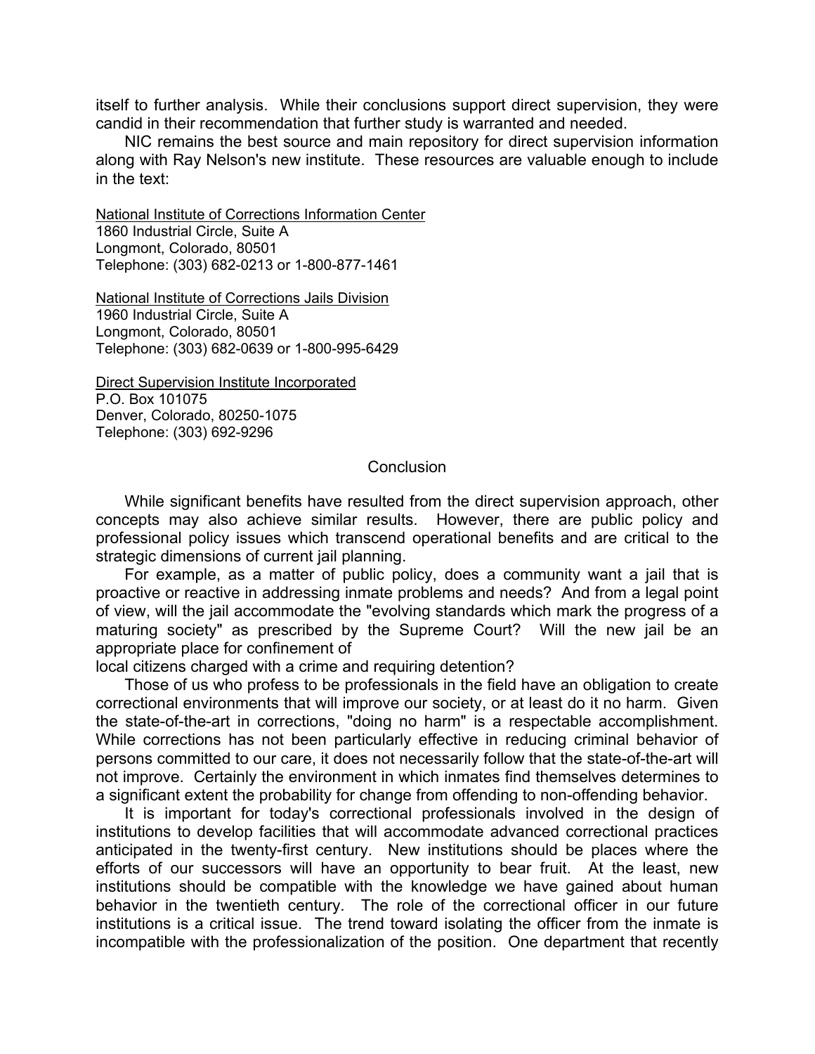itself to further analysis. While their conclusions support direct supervision, they were candid in their recommendation that further study is warranted and needed.

NIC remains the best source and main repository for direct supervision information along with Ray Nelson's new institute. These resources are valuable enough to include in the text:

National Institute of Corrections Information Center
1860 Industrial Circle, Suite A
Longmont, Colorado, 80501
Telephone: (303) 682-0213 or 1-800-877-1461

National Institute of Corrections Jails Division
1960 Industrial Circle, Suite A
Longmont, Colorado, 80501
Telephone: (303) 682-0639 or 1-800-995-6429

Direct Supervision Institute Incorporated
P.O. Box 101075
Denver, Colorado, 80250-1075
Telephone: (303) 692-9296

## Conclusion

While significant benefits have resulted from the direct supervision approach, other concepts may also achieve similar results. However, there are public policy and professional policy issues which transcend operational benefits and are critical to the strategic dimensions of current jail planning.

For example, as a matter of public policy, does a community want a jail that is proactive or reactive in addressing inmate problems and needs? And from a legal point of view, will the jail accommodate the "evolving standards which mark the progress of a maturing society" as prescribed by the Supreme Court? Will the new jail be an appropriate place for confinement of local citizens charged with a crime and requiring detention?

Those of us who profess to be professionals in the field have an obligation to create correctional environments that will improve our society, or at least do it no harm. Given the state-of-the-art in corrections, "doing no harm" is a respectable accomplishment. While corrections has not been particularly effective in reducing criminal behavior of persons committed to our care, it does not necessarily follow that the state-of-the-art will not improve. Certainly the environment in which inmates find themselves determines to a significant extent the probability for change from offending to non-offending behavior.

It is important for today's correctional professionals involved in the design of institutions to develop facilities that will accommodate advanced correctional practices anticipated in the twenty-first century. New institutions should be places where the efforts of our successors will have an opportunity to bear fruit. At the least, new institutions should be compatible with the knowledge we have gained about human behavior in the twentieth century. The role of the correctional officer in our future institutions is a critical issue. The trend toward isolating the officer from the inmate is incompatible with the professionalization of the position. One department that recently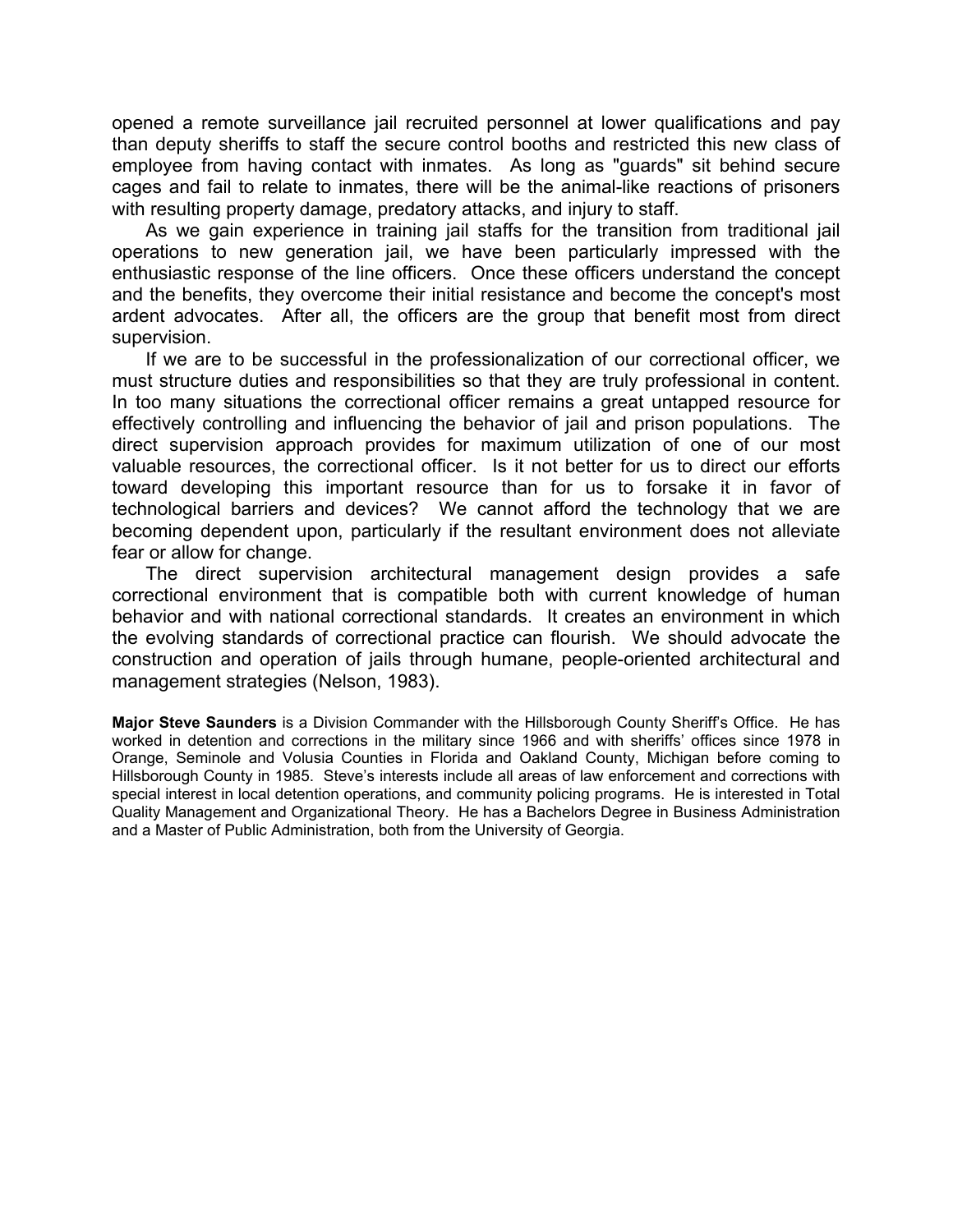opened a remote surveillance jail recruited personnel at lower qualifications and pay than deputy sheriffs to staff the secure control booths and restricted this new class of employee from having contact with inmates. As long as "guards" sit behind secure cages and fail to relate to inmates, there will be the animal-like reactions of prisoners with resulting property damage, predatory attacks, and injury to staff.

As we gain experience in training jail staffs for the transition from traditional jail operations to new generation jail, we have been particularly impressed with the enthusiastic response of the line officers. Once these officers understand the concept and the benefits, they overcome their initial resistance and become the concept's most ardent advocates. After all, the officers are the group that benefit most from direct supervision.

If we are to be successful in the professionalization of our correctional officer, we must structure duties and responsibilities so that they are truly professional in content. In too many situations the correctional officer remains a great untapped resource for effectively controlling and influencing the behavior of jail and prison populations. The direct supervision approach provides for maximum utilization of one of our most valuable resources, the correctional officer. Is it not better for us to direct our efforts toward developing this important resource than for us to forsake it in favor of technological barriers and devices? We cannot afford the technology that we are becoming dependent upon, particularly if the resultant environment does not alleviate fear or allow for change.

The direct supervision architectural management design provides a safe correctional environment that is compatible both with current knowledge of human behavior and with national correctional standards. It creates an environment in which the evolving standards of correctional practice can flourish. We should advocate the construction and operation of jails through humane, people-oriented architectural and management strategies (Nelson, 1983).

**Major Steve Saunders** is a Division Commander with the Hillsborough County Sheriff's Office. He has worked in detention and corrections in the military since 1966 and with sheriffs' offices since 1978 in Orange, Seminole and Volusia Counties in Florida and Oakland County, Michigan before coming to Hillsborough County in 1985. Steve's interests include all areas of law enforcement and corrections with special interest in local detention operations, and community policing programs. He is interested in Total Quality Management and Organizational Theory. He has a Bachelors Degree in Business Administration and a Master of Public Administration, both from the University of Georgia.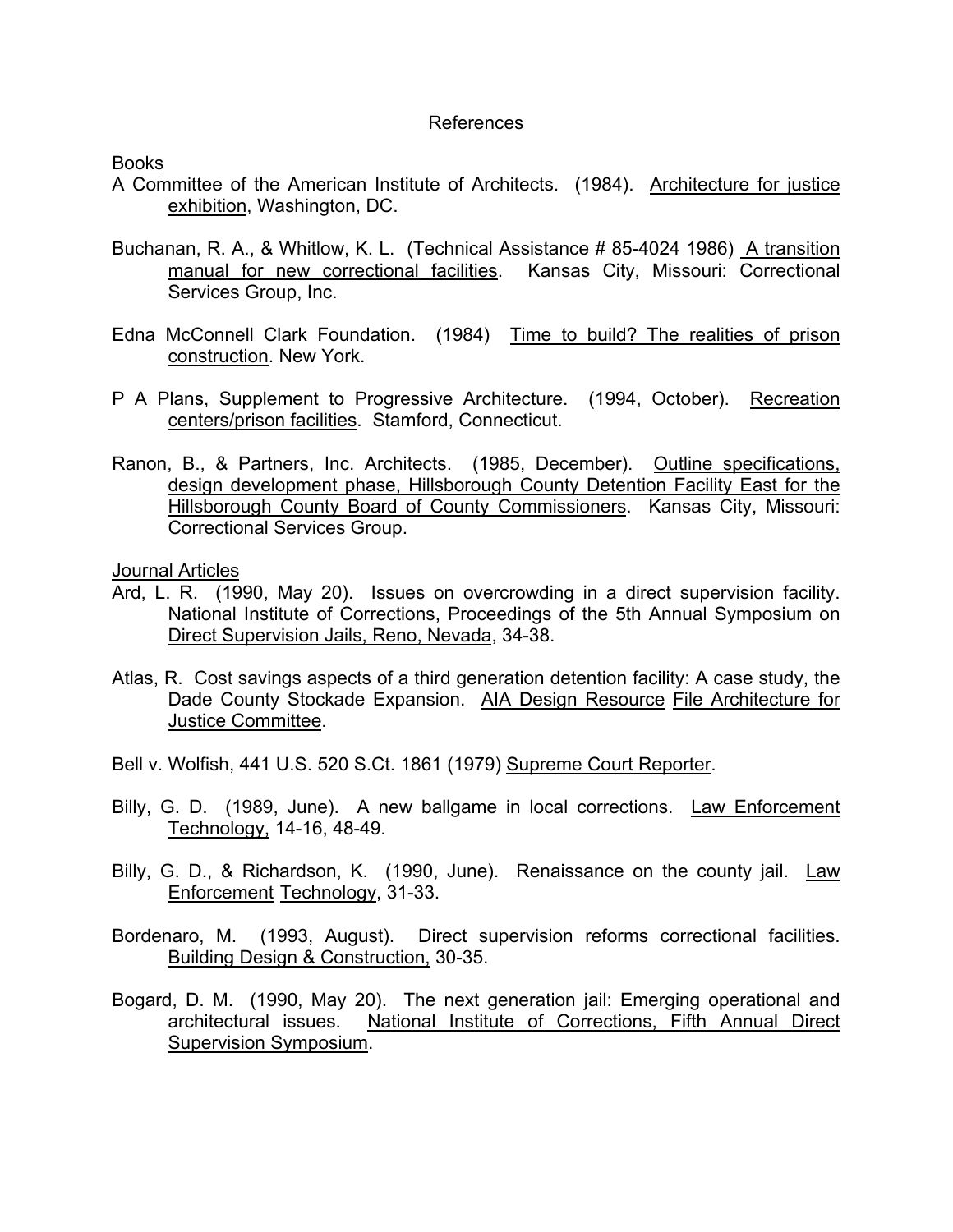# References

## Books

A Committee of the American Institute of Architects. (1984). Architecture for justice exhibition, Washington, DC.

Buchanan, R. A., & Whitlow, K. L. (Technical Assistance # 85-4024 1986) A transition manual for new correctional facilities. Kansas City, Missouri: Correctional Services Group, Inc.

Edna McConnell Clark Foundation. (1984) Time to build? The realities of prison construction. New York.

P A Plans, Supplement to Progressive Architecture. (1994, October). Recreation centers/prison facilities. Stamford, Connecticut.

Ranon, B., & Partners, Inc. Architects. (1985, December). Outline specifications, design development phase, Hillsborough County Detention Facility East for the Hillsborough County Board of County Commissioners. Kansas City, Missouri: Correctional Services Group.

## Journal Articles

Ard, L. R. (1990, May 20). Issues on overcrowding in a direct supervision facility. National Institute of Corrections, Proceedings of the 5th Annual Symposium on Direct Supervision Jails, Reno, Nevada, 34-38.

Atlas, R. Cost savings aspects of a third generation detention facility: A case study, the Dade County Stockade Expansion. AIA Design Resource File Architecture for Justice Committee.

Bell v. Wolfish, 441 U.S. 520 S.Ct. 1861 (1979) Supreme Court Reporter.

Billy, G. D. (1989, June). A new ballgame in local corrections. Law Enforcement Technology, 14-16, 48-49.

Billy, G. D., & Richardson, K. (1990, June). Renaissance on the county jail. Law Enforcement Technology, 31-33.

Bordenaro, M. (1993, August). Direct supervision reforms correctional facilities. Building Design & Construction, 30-35.

Bogard, D. M. (1990, May 20). The next generation jail: Emerging operational and architectural issues. National Institute of Corrections, Fifth Annual Direct Supervision Symposium.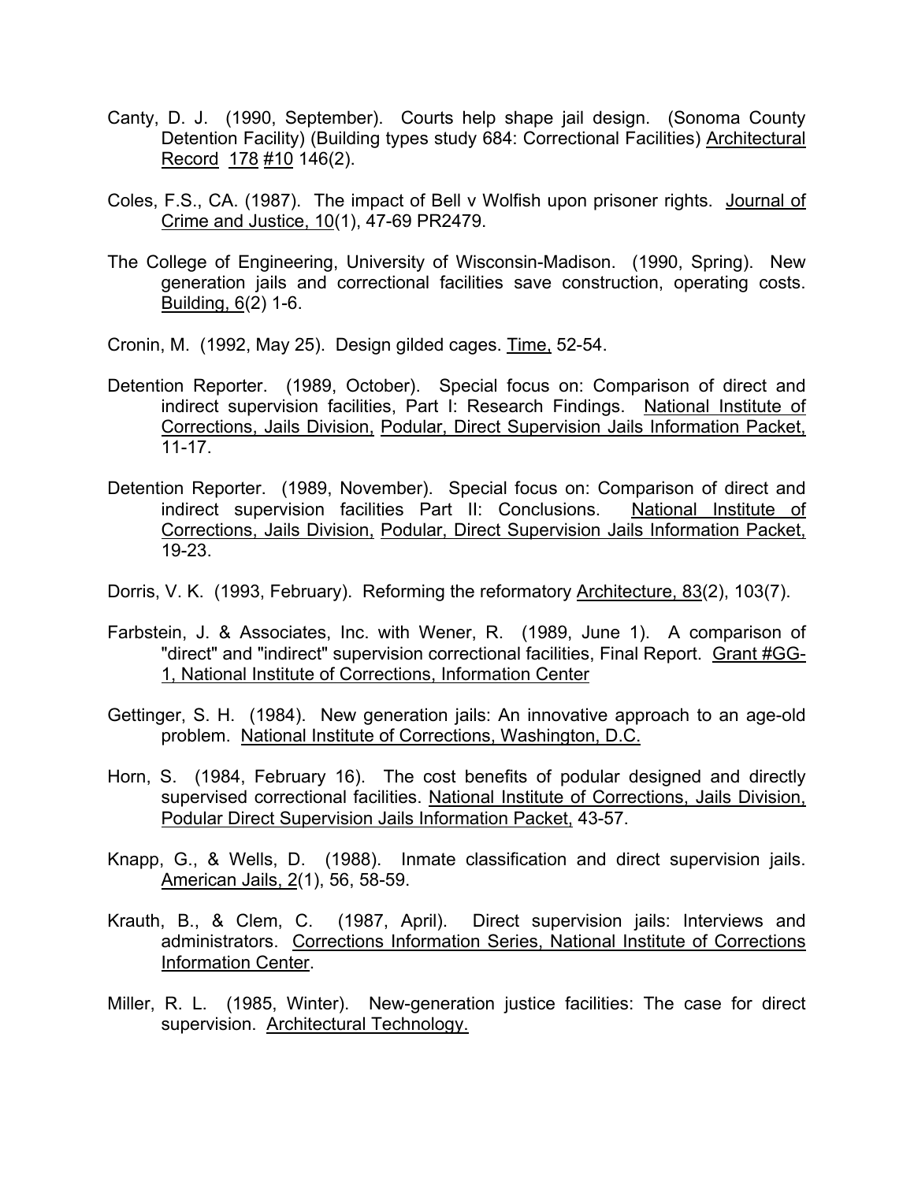Canty, D. J. (1990, September). Courts help shape jail design. (Sonoma County Detention Facility) (Building types study 684: Correctional Facilities) Architectural Record 178 #10 146(2).

Coles, F.S., CA. (1987). The impact of Bell v Wolfish upon prisoner rights. Journal of Crime and Justice, 10(1), 47-69 PR2479.

The College of Engineering, University of Wisconsin-Madison. (1990, Spring). New generation jails and correctional facilities save construction, operating costs. Building, 6(2) 1-6.

Cronin, M. (1992, May 25). Design gilded cages. Time, 52-54.

Detention Reporter. (1989, October). Special focus on: Comparison of direct and indirect supervision facilities, Part I: Research Findings. National Institute of Corrections, Jails Division, Podular, Direct Supervision Jails Information Packet, 11-17.

Detention Reporter. (1989, November). Special focus on: Comparison of direct and indirect supervision facilities Part II: Conclusions. National Institute of Corrections, Jails Division, Podular, Direct Supervision Jails Information Packet, 19-23.

Dorris, V. K. (1993, February). Reforming the reformatory Architecture, 83(2), 103(7).

Farbstein, J. & Associates, Inc. with Wener, R. (1989, June 1). A comparison of "direct" and "indirect" supervision correctional facilities, Final Report. Grant #GG-1, National Institute of Corrections, Information Center

Gettinger, S. H. (1984). New generation jails: An innovative approach to an age-old problem. National Institute of Corrections, Washington, D.C.

Horn, S. (1984, February 16). The cost benefits of podular designed and directly supervised correctional facilities. National Institute of Corrections, Jails Division, Podular Direct Supervision Jails Information Packet, 43-57.

Knapp, G., & Wells, D. (1988). Inmate classification and direct supervision jails. American Jails, 2(1), 56, 58-59.

Krauth, B., & Clem, C. (1987, April). Direct supervision jails: Interviews and administrators. Corrections Information Series, National Institute of Corrections Information Center.

Miller, R. L. (1985, Winter). New-generation justice facilities: The case for direct supervision. Architectural Technology.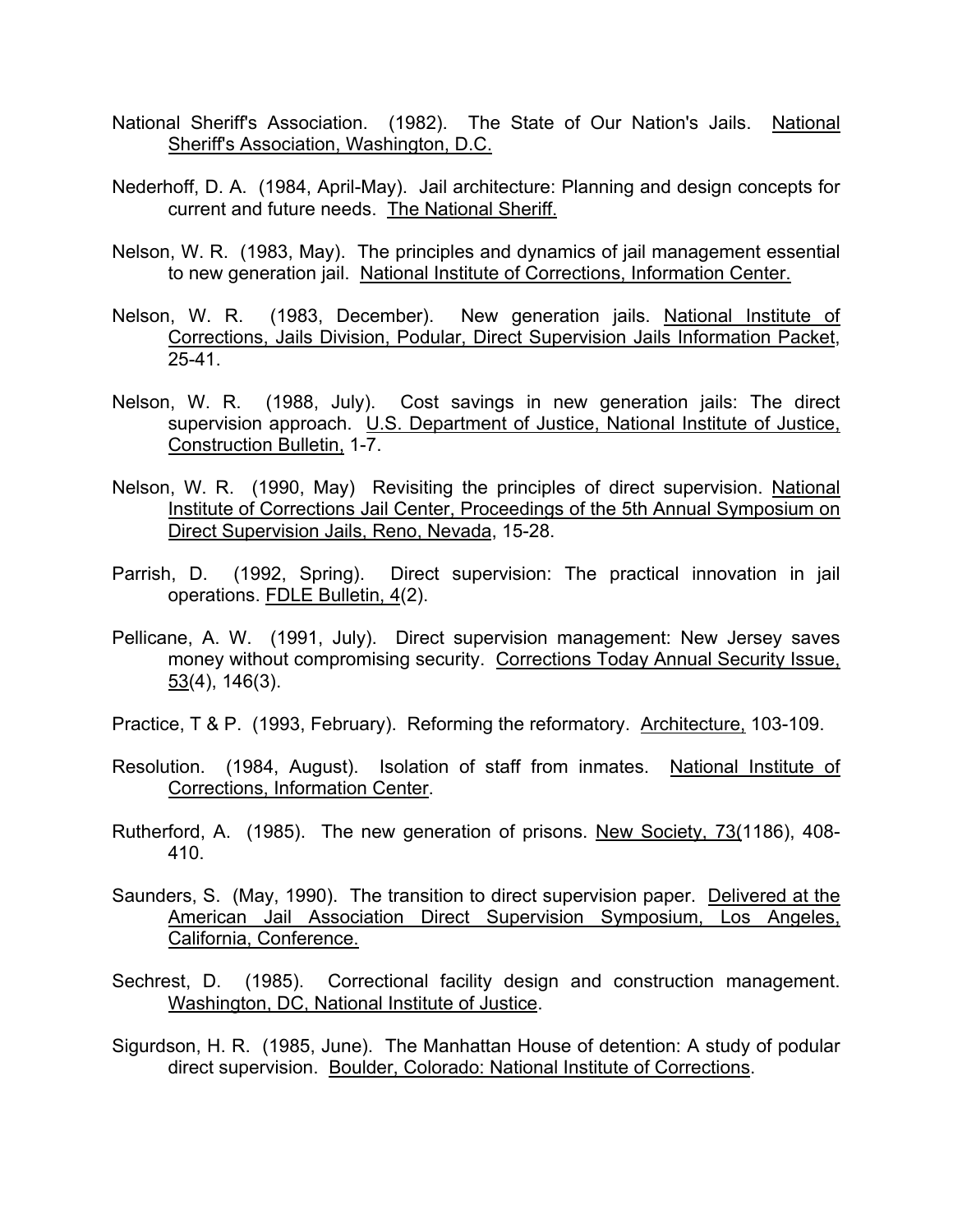National Sheriff's Association. (1982). The State of Our Nation's Jails. National Sheriff's Association, Washington, D.C.

Nederhoff, D. A. (1984, April-May). Jail architecture: Planning and design concepts for current and future needs. The National Sheriff.

Nelson, W. R. (1983, May). The principles and dynamics of jail management essential to new generation jail. National Institute of Corrections, Information Center.

Nelson, W. R. (1983, December). New generation jails. National Institute of Corrections, Jails Division, Podular, Direct Supervision Jails Information Packet, 25-41.

Nelson, W. R. (1988, July). Cost savings in new generation jails: The direct supervision approach. U.S. Department of Justice, National Institute of Justice, Construction Bulletin, 1-7.

Nelson, W. R. (1990, May) Revisiting the principles of direct supervision. National Institute of Corrections Jail Center, Proceedings of the 5th Annual Symposium on Direct Supervision Jails, Reno, Nevada, 15-28.

Parrish, D. (1992, Spring). Direct supervision: The practical innovation in jail operations. FDLE Bulletin, 4(2).

Pellicane, A. W. (1991, July). Direct supervision management: New Jersey saves money without compromising security. Corrections Today Annual Security Issue, 53(4), 146(3).

Practice, T & P. (1993, February). Reforming the reformatory. Architecture, 103-109.

Resolution. (1984, August). Isolation of staff from inmates. National Institute of Corrections, Information Center.

Rutherford, A. (1985). The new generation of prisons. New Society, 73(1186), 408-410.

Saunders, S. (May, 1990). The transition to direct supervision paper. Delivered at the American Jail Association Direct Supervision Symposium, Los Angeles, California, Conference.

Sechrest, D. (1985). Correctional facility design and construction management. Washington, DC, National Institute of Justice.

Sigurdson, H. R. (1985, June). The Manhattan House of detention: A study of podular direct supervision. Boulder, Colorado: National Institute of Corrections.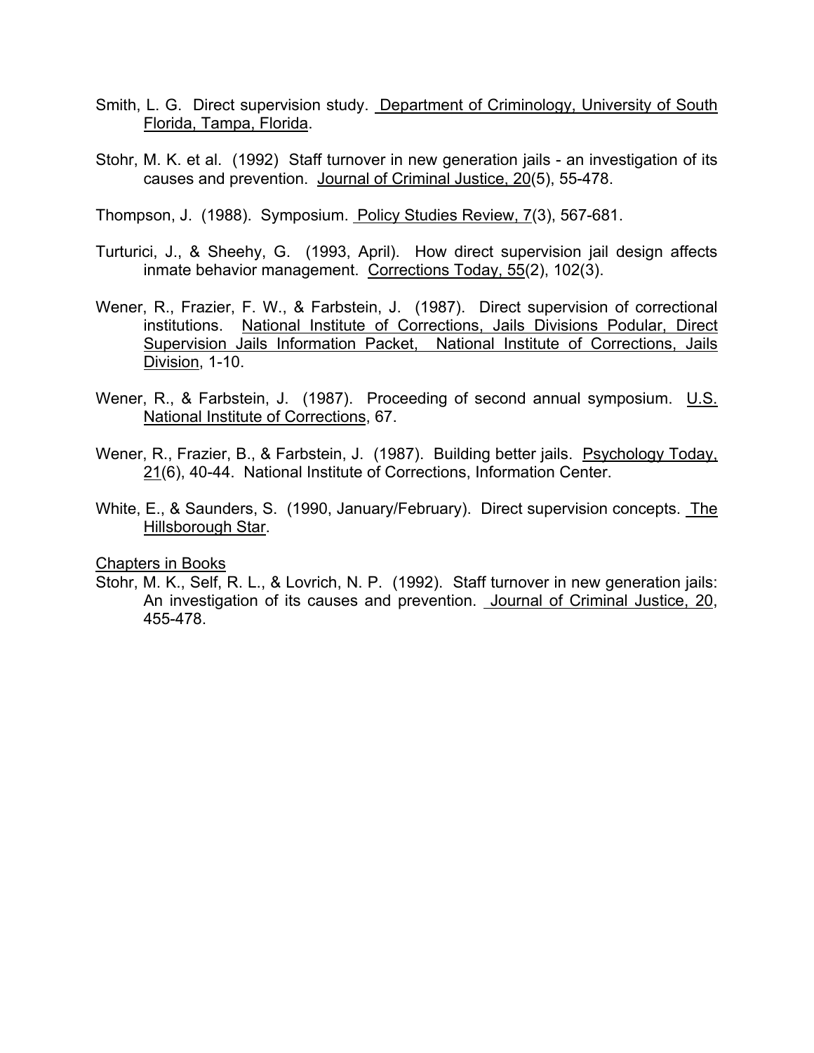Smith, L. G. Direct supervision study. <u>Department of Criminology, University of South Florida, Tampa, Florida</u>.

Stohr, M. K. et al. (1992) Staff turnover in new generation jails - an investigation of its causes and prevention. <u>Journal of Criminal Justice, 20</u>(5), 55-478.

Thompson, J. (1988). Symposium. <u>Policy Studies Review, 7</u>(3), 567-681.

Turturici, J., & Sheehy, G. (1993, April). How direct supervision jail design affects inmate behavior management. <u>Corrections Today, 55</u>(2), 102(3).

Wener, R., Frazier, F. W., & Farbstein, J. (1987). Direct supervision of correctional institutions. <u>National Institute of Corrections, Jails Divisions Podular, Direct Supervision Jails Information Packet, National Institute of Corrections, Jails Division</u>, 1-10.

Wener, R., & Farbstein, J. (1987). Proceeding of second annual symposium. <u>U.S. National Institute of Corrections</u>, 67.

Wener, R., Frazier, B., & Farbstein, J. (1987). Building better jails. <u>Psychology Today, 21</u>(6), 40-44. National Institute of Corrections, Information Center.

White, E., & Saunders, S. (1990, January/February). Direct supervision concepts. <u>The Hillsborough Star</u>.

<u>Chapters in Books</u>

Stohr, M. K., Self, R. L., & Lovrich, N. P. (1992). Staff turnover in new generation jails: An investigation of its causes and prevention. <u>Journal of Criminal Justice, 20</u>, 455-478.